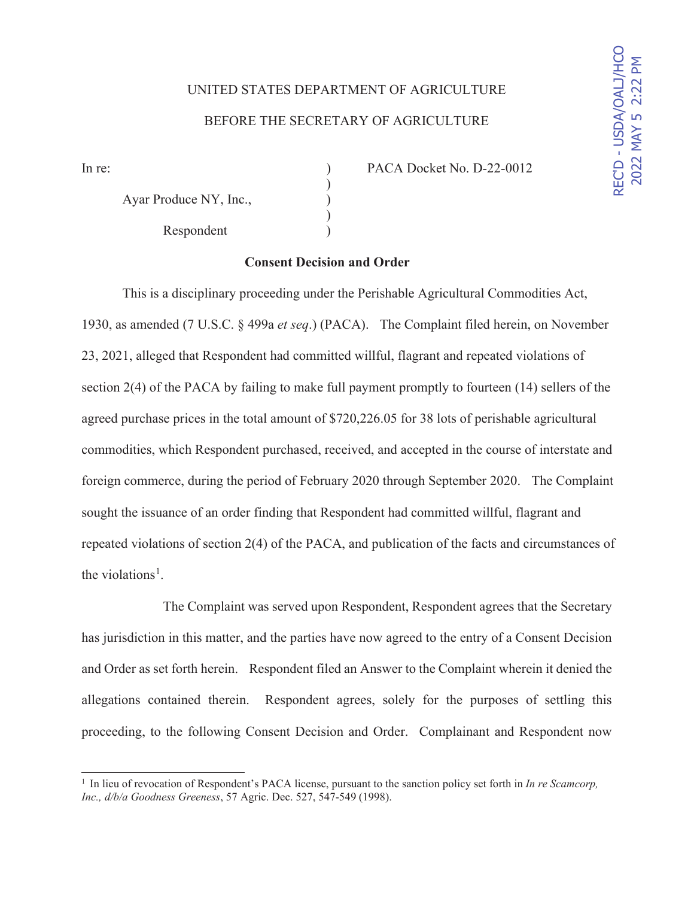UNITED STATES DEPARTMENT OF AGRICULTURE

BEFORE THE SECRETARY OF AGRICULTURE

REC'D - USDA/OALJ/HCO
2022 MAY 5 2:22 PM

In re: ) PACA Docket No. D-22-0012
)
Ayar Produce NY, Inc., )
)
Respondent )

**Consent Decision and Order**

This is a disciplinary proceeding under the Perishable Agricultural Commodities Act, 1930, as amended (7 U.S.C. § 499a *et seq*.) (PACA). The Complaint filed herein, on November 23, 2021, alleged that Respondent had committed willful, flagrant and repeated violations of section 2(4) of the PACA by failing to make full payment promptly to fourteen (14) sellers of the agreed purchase prices in the total amount of $720,226.05 for 38 lots of perishable agricultural commodities, which Respondent purchased, received, and accepted in the course of interstate and foreign commerce, during the period of February 2020 through September 2020. The Complaint sought the issuance of an order finding that Respondent had committed willful, flagrant and repeated violations of section 2(4) of the PACA, and publication of the facts and circumstances of the violations[1].

The Complaint was served upon Respondent, Respondent agrees that the Secretary has jurisdiction in this matter, and the parties have now agreed to the entry of a Consent Decision and Order as set forth herein. Respondent filed an Answer to the Complaint wherein it denied the allegations contained therein. Respondent agrees, solely for the purposes of settling this proceeding, to the following Consent Decision and Order. Complainant and Respondent now

---

[1] In lieu of revocation of Respondent's PACA license, pursuant to the sanction policy set forth in *In re Scamcorp, Inc., d/b/a Goodness Greeness*, 57 Agric. Dec. 527, 547-549 (1998).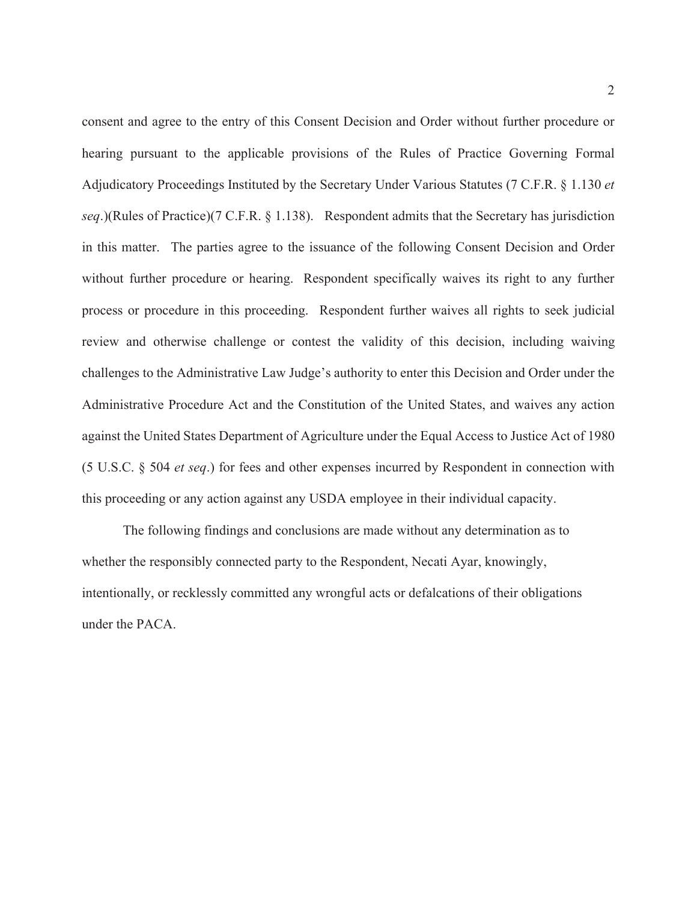consent and agree to the entry of this Consent Decision and Order without further procedure or hearing pursuant to the applicable provisions of the Rules of Practice Governing Formal Adjudicatory Proceedings Instituted by the Secretary Under Various Statutes (7 C.F.R. § 1.130 *et seq*.)(Rules of Practice)(7 C.F.R. § 1.138). Respondent admits that the Secretary has jurisdiction in this matter. The parties agree to the issuance of the following Consent Decision and Order without further procedure or hearing. Respondent specifically waives its right to any further process or procedure in this proceeding. Respondent further waives all rights to seek judicial review and otherwise challenge or contest the validity of this decision, including waiving challenges to the Administrative Law Judge's authority to enter this Decision and Order under the Administrative Procedure Act and the Constitution of the United States, and waives any action against the United States Department of Agriculture under the Equal Access to Justice Act of 1980 (5 U.S.C. § 504 *et seq*.) for fees and other expenses incurred by Respondent in connection with this proceeding or any action against any USDA employee in their individual capacity.

The following findings and conclusions are made without any determination as to whether the responsibly connected party to the Respondent, Necati Ayar, knowingly, intentionally, or recklessly committed any wrongful acts or defalcations of their obligations under the PACA.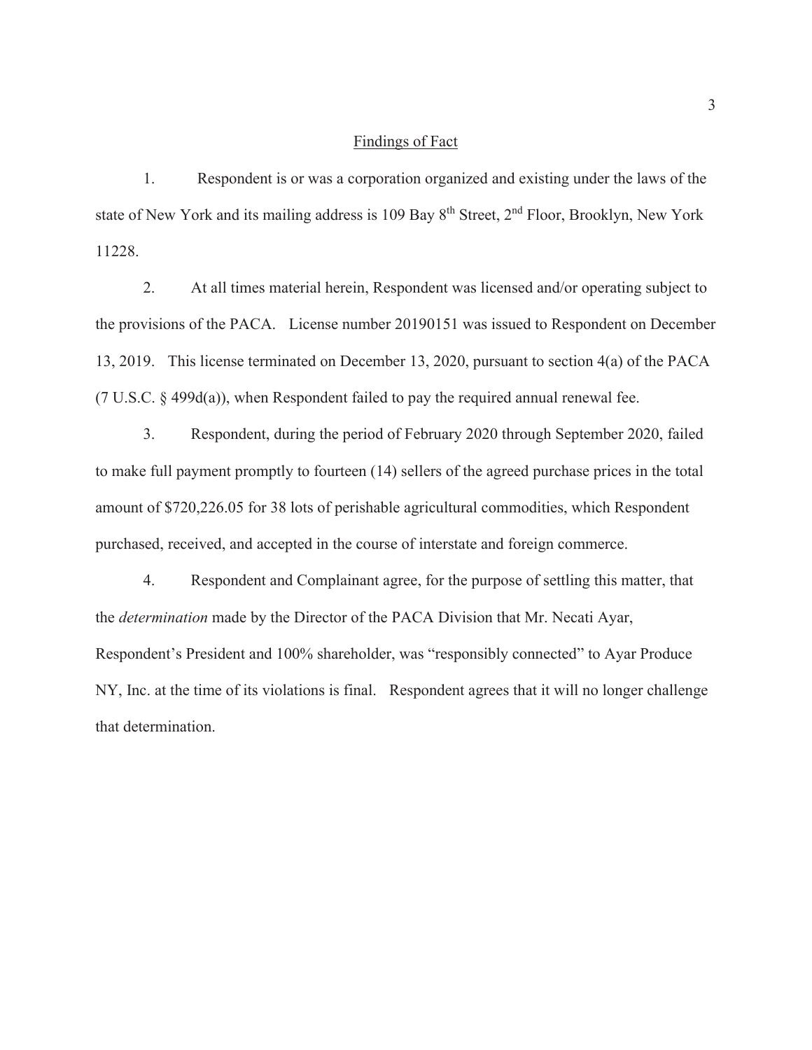## Findings of Fact

1. Respondent is or was a corporation organized and existing under the laws of the state of New York and its mailing address is 109 Bay 8th Street, 2nd Floor, Brooklyn, New York 11228.

2. At all times material herein, Respondent was licensed and/or operating subject to the provisions of the PACA. License number 20190151 was issued to Respondent on December 13, 2019. This license terminated on December 13, 2020, pursuant to section 4(a) of the PACA (7 U.S.C. § 499d(a)), when Respondent failed to pay the required annual renewal fee.

3. Respondent, during the period of February 2020 through September 2020, failed to make full payment promptly to fourteen (14) sellers of the agreed purchase prices in the total amount of $720,226.05 for 38 lots of perishable agricultural commodities, which Respondent purchased, received, and accepted in the course of interstate and foreign commerce.

4. Respondent and Complainant agree, for the purpose of settling this matter, that the *determination* made by the Director of the PACA Division that Mr. Necati Ayar, Respondent's President and 100% shareholder, was "responsibly connected" to Ayar Produce NY, Inc. at the time of its violations is final. Respondent agrees that it will no longer challenge that determination.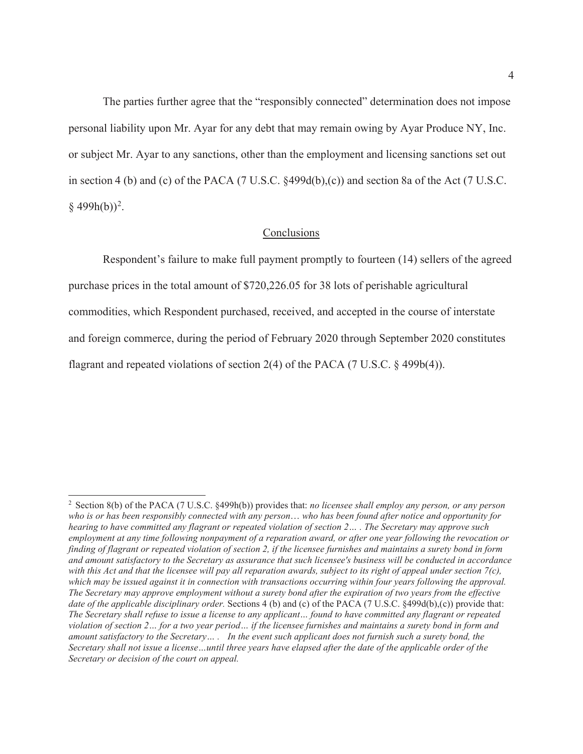The parties further agree that the "responsibly connected" determination does not impose personal liability upon Mr. Ayar for any debt that may remain owing by Ayar Produce NY, Inc. or subject Mr. Ayar to any sanctions, other than the employment and licensing sanctions set out in section 4 (b) and (c) of the PACA (7 U.S.C. §499d(b),(c)) and section 8a of the Act (7 U.S.C. § 499h(b))[2].

## Conclusions

Respondent's failure to make full payment promptly to fourteen (14) sellers of the agreed purchase prices in the total amount of $720,226.05 for 38 lots of perishable agricultural commodities, which Respondent purchased, received, and accepted in the course of interstate and foreign commerce, during the period of February 2020 through September 2020 constitutes flagrant and repeated violations of section 2(4) of the PACA (7 U.S.C. § 499b(4)).

---

[2] Section 8(b) of the PACA (7 U.S.C. §499h(b)) provides that: *no licensee shall employ any person, or any person who is or has been responsibly connected with any person… who has been found after notice and opportunity for hearing to have committed any flagrant or repeated violation of section 2… . The Secretary may approve such employment at any time following nonpayment of a reparation award, or after one year following the revocation or finding of flagrant or repeated violation of section 2, if the licensee furnishes and maintains a surety bond in form and amount satisfactory to the Secretary as assurance that such licensee's business will be conducted in accordance with this Act and that the licensee will pay all reparation awards, subject to its right of appeal under section 7(c), which may be issued against it in connection with transactions occurring within four years following the approval. The Secretary may approve employment without a surety bond after the expiration of two years from the effective date of the applicable disciplinary order.* Sections 4 (b) and (c) of the PACA (7 U.S.C. §499d(b),(c)) provide that: *The Secretary shall refuse to issue a license to any applicant… found to have committed any flagrant or repeated violation of section 2… for a two year period… if the licensee furnishes and maintains a surety bond in form and amount satisfactory to the Secretary… . In the event such applicant does not furnish such a surety bond, the Secretary shall not issue a license…until three years have elapsed after the date of the applicable order of the Secretary or decision of the court on appeal.*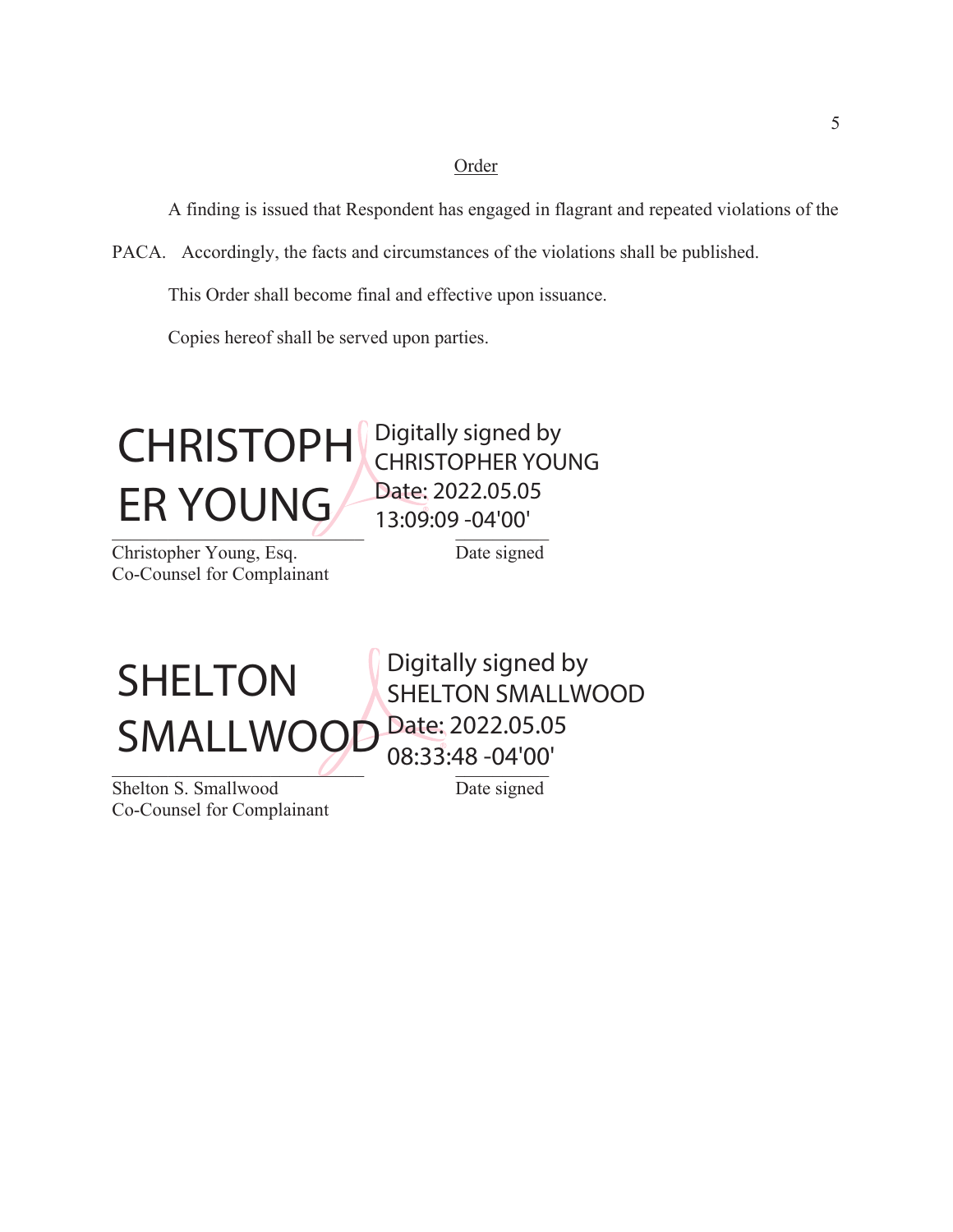<u>Order</u>

A finding is issued that Respondent has engaged in flagrant and repeated violations of the PACA. Accordingly, the facts and circumstances of the violations shall be published.

This Order shall become final and effective upon issuance.

Copies hereof shall be served upon parties.

CHRISTOPHER YOUNG — Digitally signed by CHRISTOPHER YOUNG Date: 2022.05.05 13:09:09 -04'00'

Christopher Young, Esq.
Co-Counsel for Complainant

Date signed

SHELTON SMALLWOOD — Digitally signed by SHELTON SMALLWOOD Date: 2022.05.05 08:33:48 -04'00'

Shelton S. Smallwood
Co-Counsel for Complainant

Date signed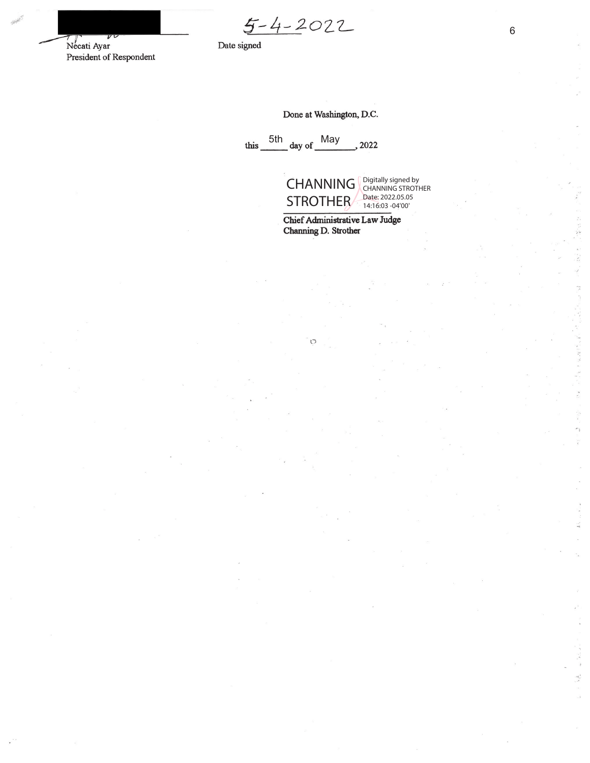Necati Ayar
President of Respondent

5-4-2022
Date signed

Done at Washington, D.C.

this 5th day of May, 2022

CHANNING STROTHER
Digitally signed by CHANNING STROTHER
Date: 2022.05.05 14:16:03 -04'00'

**Chief Administrative Law Judge**
**Channing D. Strother**